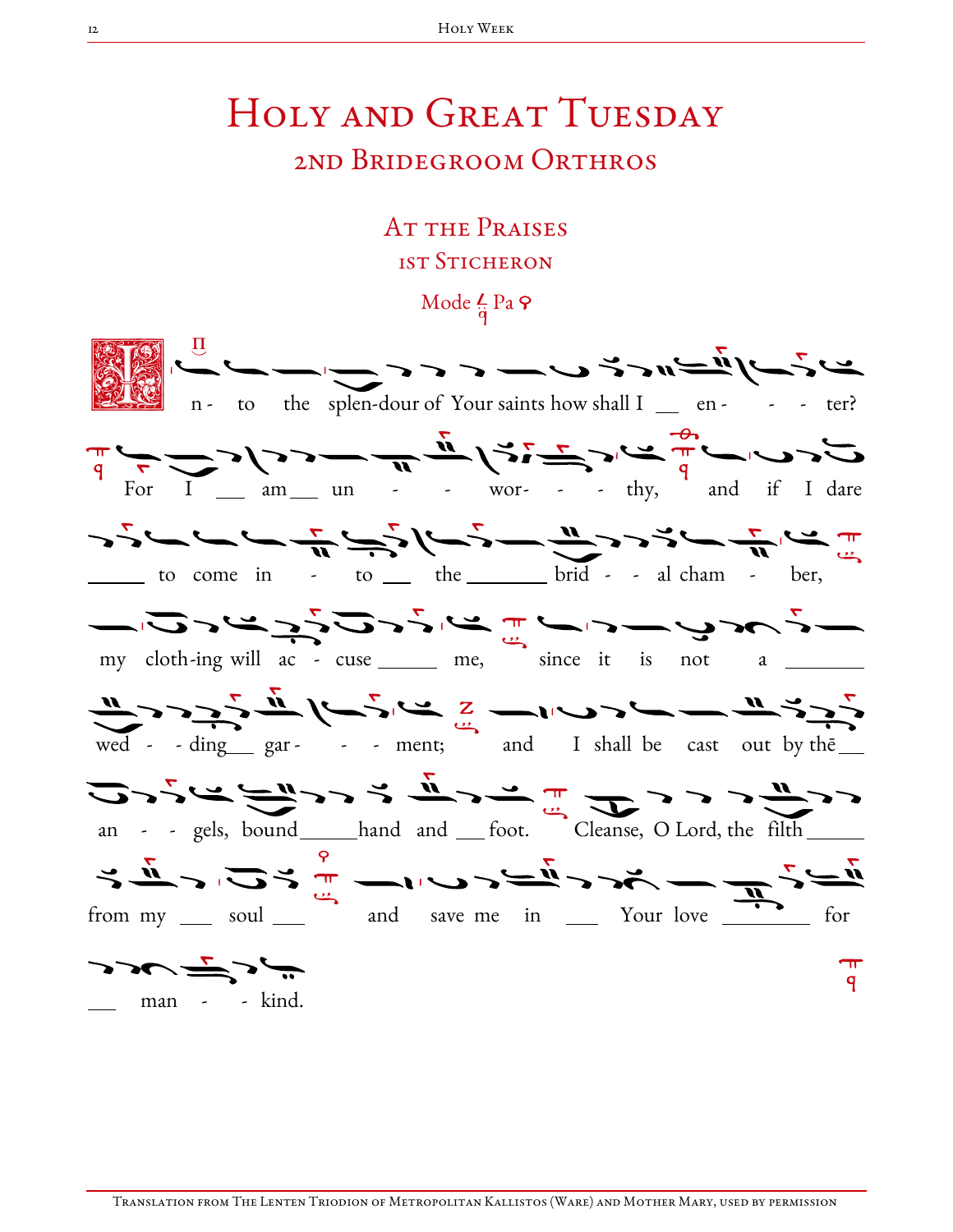# Holy and Great Tuesday

## 2nd Bridegroom Orthros

### At the Praises

#### 1st Sticheron

Mode Pa

Into the splendour of Your saints how shall I enter? For I am unworthy, and if I dare to come into the bridal chamber, my clothing will accuse me, since it is not a wedding garment; and I shall be cast out by the angels, bound hand and foot. Cleanse, O Lord, the filth from my soul and save me in Your love for mankind.

Translation from The Lenten Triodion of Metropolitan Kallistos (Ware) and Mother Mary, used by permission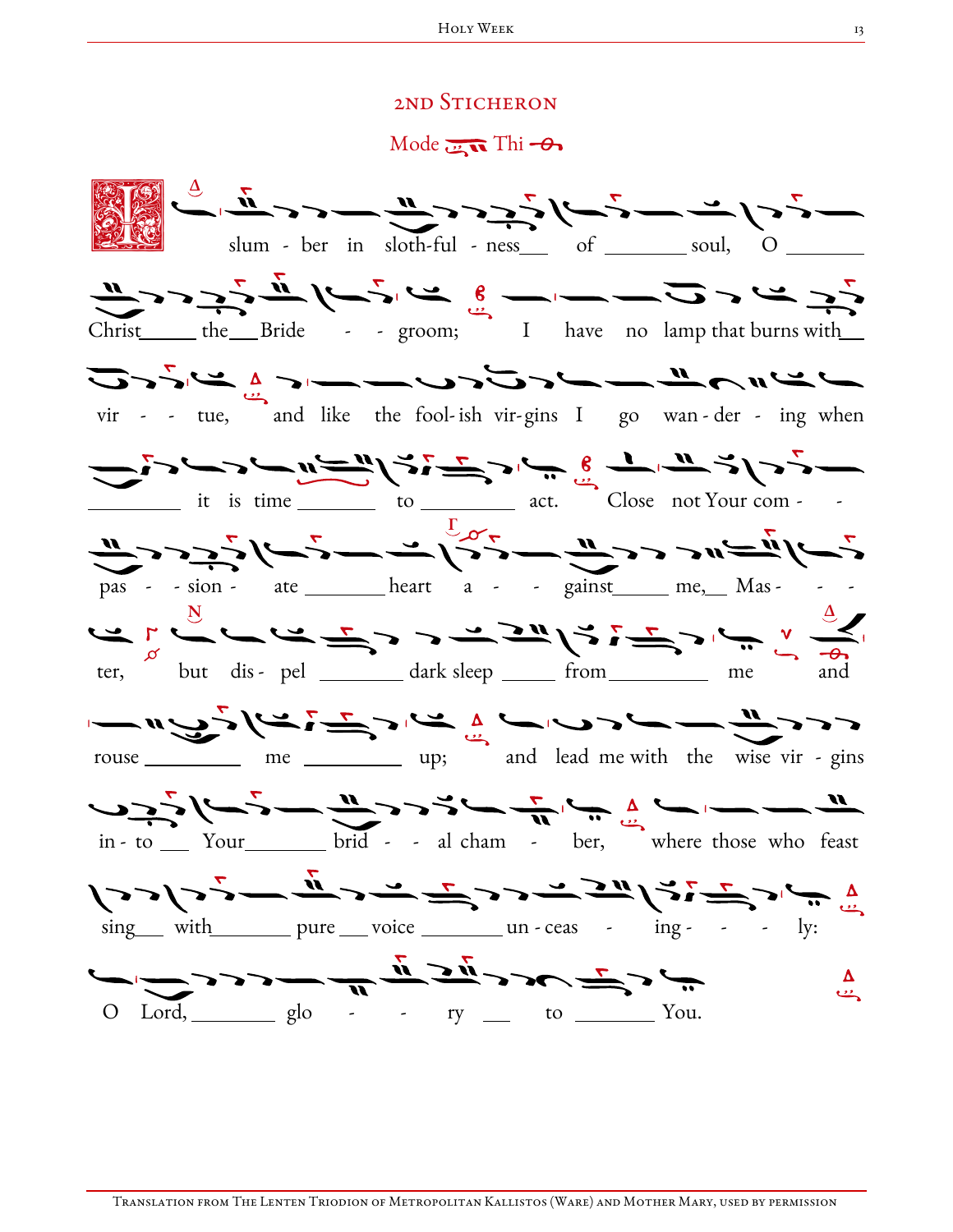## 2nd Sticheron

Mode Thi

I slum - ber in sloth-ful - ness of soul, O Christ the Bride - - groom; I have no lamp that burns with vir - - tue, and like the fool- ish vir- gins I go wan - der - ing when it is time to act. Close not Your com - - pas - - sion - ate heart a - - - gainst me, Mas - - - ter, but dis - pel dark sleep from me and rouse me up; and lead me with the wise vir - gins in - to Your brid - - al cham - ber, where those who feast sing with pure voice un - ceas - ing - - - ly: O Lord, glo - - ry to You.

Translation from The Lenten Triodion of Metropolitan Kallistos (Ware) and Mother Mary, used by permission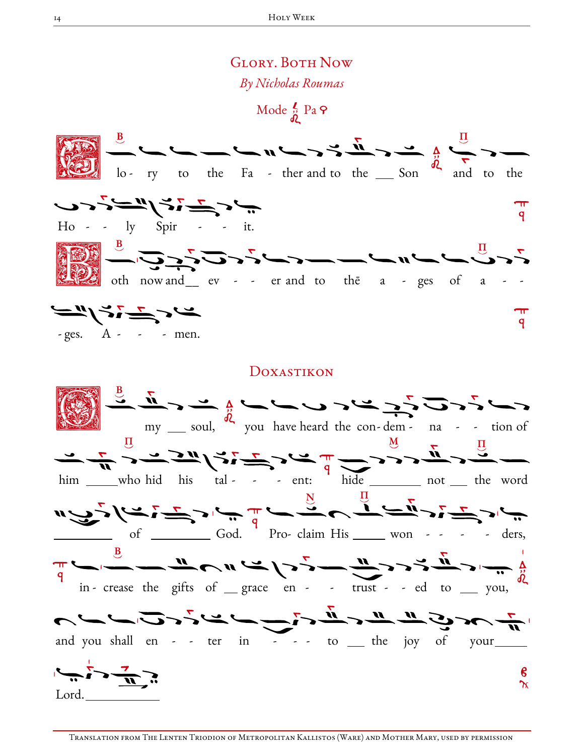## Glory. Both Now

*By Nicholas Roumas*

Mode Pa

Glory to the Father and to the Son and to the Holy Spirit.

Both now and ever and to the ages of ages. Amen.

## Doxastikon

O my soul, you have heard the condemnation of him who hid his talent: hide not the word of God. Proclaim His wonders, increase the gifts of grace entrusted to you, and you shall enter into the joy of your Lord.

Translation from The Lenten Triodion of Metropolitan Kallistos (Ware) and Mother Mary, used by permission